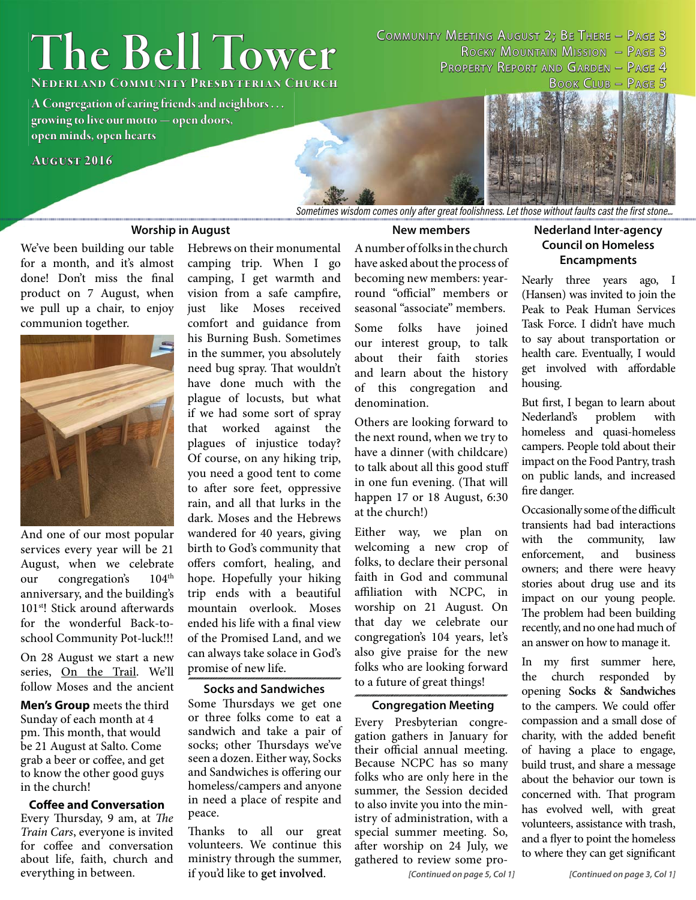# The Bell Tower

**Nederland Community Presbyterian Church**

A Congregation of caring friends and neighbors . . . growing to live our motto — open doors, open minds, open hearts

**August 2016**

Community Meeting August 2; Be There – Page 3
Rocky Mountain Mission – Page 3
Property Report and Garden – Page 4
Book Club – Page 5

*Sometimes wisdom comes only after great foolishness. Let those without faults cast the first stone...*

## Worship in August

We've been building our table for a month, and it's almost done! Don't miss the final product on 7 August, when we pull up a chair, to enjoy communion together.

And one of our most popular services every year will be 21 August, when we celebrate our congregation's 104th anniversary, and the building's 101st! Stick around afterwards for the wonderful Back-to-school Community Pot-luck!!!

On 28 August we start a new series, On the Trail. We'll follow Moses and the ancient Hebrews on their monumental camping trip. When I go camping, I get warmth and vision from a safe campfire, just like Moses received comfort and guidance from his Burning Bush. Sometimes in the summer, you absolutely need bug spray. That wouldn't have done much with the plague of locusts, but what if we had some sort of spray that worked against the plagues of injustice today? Of course, on any hiking trip, you need a good tent to come to after sore feet, oppressive rain, and all that lurks in the dark. Moses and the Hebrews wandered for 40 years, giving birth to God's community that offers comfort, healing, and hope. Hopefully your hiking trip ends with a beautiful mountain overlook. Moses ended his life with a final view of the Promised Land, and we can always take solace in God's promise of new life.

**Men's Group** meets the third Sunday of each month at 4 pm. This month, that would be 21 August at Salto. Come grab a beer or coffee, and get to know the other good guys in the church!

### Coffee and Conversation

Every Thursday, 9 am, at *The Train Cars*, everyone is invited for coffee and conversation about life, faith, church and everything in between.

### Socks and Sandwiches

Some Thursdays we get one or three folks come to eat a sandwich and take a pair of socks; other Thursdays we've seen a dozen. Either way, Socks and Sandwiches is offering our homeless/campers and anyone in need a place of respite and peace.

Thanks to all our great volunteers. We continue this ministry through the summer, if you'd like to **get involved**.

## New members

A number of folks in the church have asked about the process of becoming new members: year-round "official" members or seasonal "associate" members.

Some folks have joined our interest group, to talk about their faith stories and learn about the history of this congregation and denomination.

Others are looking forward to the next round, when we try to have a dinner (with childcare) to talk about all this good stuff in one fun evening. (That will happen 17 or 18 August, 6:30 at the church!)

Either way, we plan on welcoming a new crop of folks, to declare their personal faith in God and communal affiliation with NCPC, in worship on 21 August. On that day we celebrate our congregation's 104 years, let's also give praise for the new folks who are looking forward to a future of great things!

### Congregation Meeting

Every Presbyterian congregation gathers in January for their official annual meeting. Because NCPC has so many folks who are only here in the summer, the Session decided to also invite you into the ministry of administration, with a special summer meeting. So, after worship on 24 July, we gathered to review some pro-

*[Continued on page 5, Col 1]*

## Nederland Inter-agency Council on Homeless Encampments

Nearly three years ago, I (Hansen) was invited to join the Peak to Peak Human Services Task Force. I didn't have much to say about transportation or health care. Eventually, I would get involved with affordable housing.

But first, I began to learn about Nederland's problem with homeless and quasi-homeless campers. People told about their impact on the Food Pantry, trash on public lands, and increased fire danger.

Occasionally some of the difficult transients had bad interactions with the community, law enforcement, and business owners; and there were heavy stories about drug use and its impact on our young people. The problem had been building recently, and no one had much of an answer on how to manage it.

In my first summer here, the church responded by opening **Socks & Sandwiches** to the campers. We could offer compassion and a small dose of charity, with the added benefit of having a place to engage, build trust, and share a message about the behavior our town is concerned with. That program has evolved well, with great volunteers, assistance with trash, and a flyer to point the homeless to where they can get significant

*[Continued on page 3, Col 1]*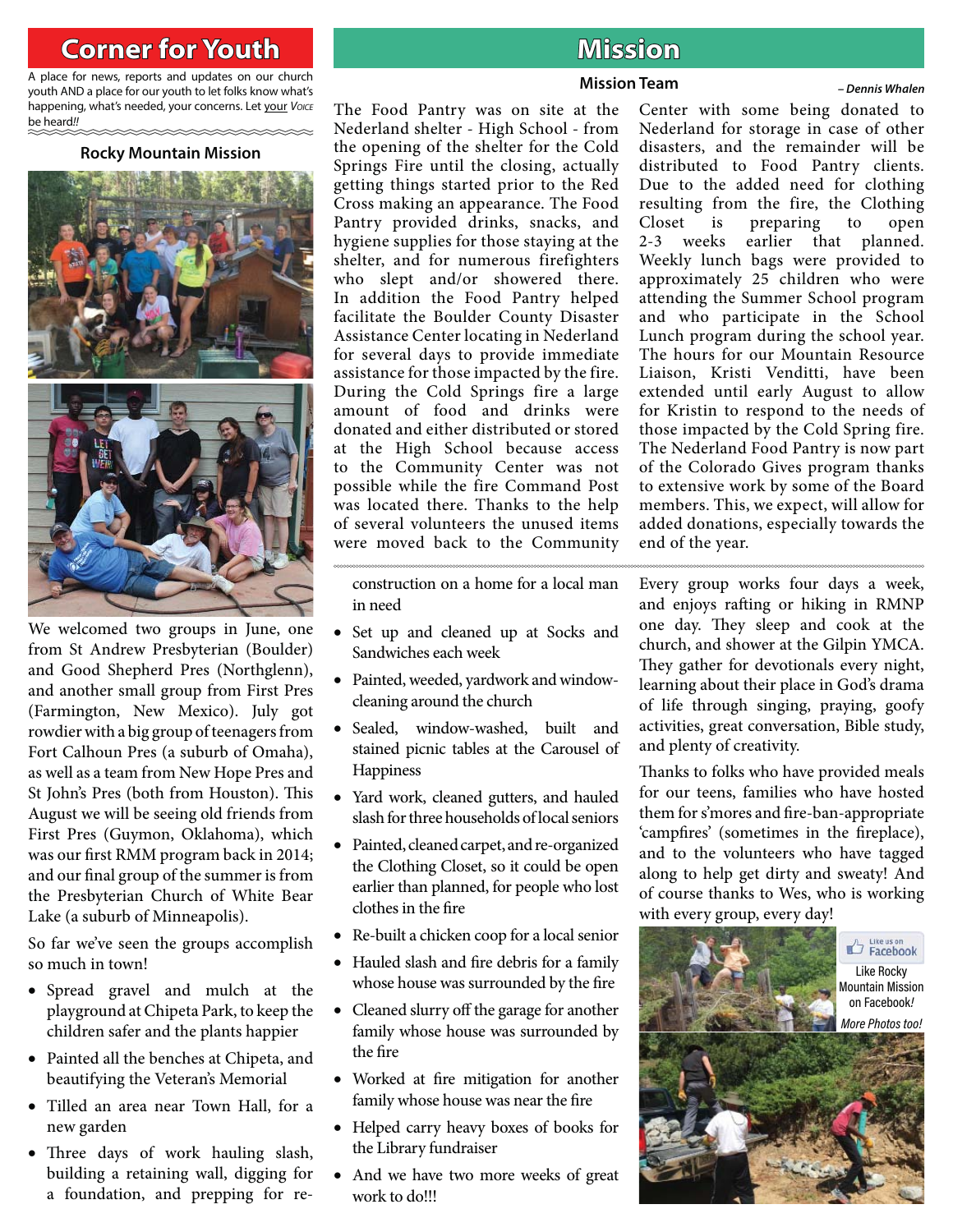# Corner for Youth

A place for news, reports and updates on our church youth AND a place for our youth to let folks know what's happening, what's needed, your concerns. Let your VOICE be heard!!

## Rocky Mountain Mission

We welcomed two groups in June, one from St Andrew Presbyterian (Boulder) and Good Shepherd Pres (Northglenn), and another small group from First Pres (Farmington, New Mexico). July got rowdier with a big group of teenagers from Fort Calhoun Pres (a suburb of Omaha), as well as a team from New Hope Pres and St John's Pres (both from Houston). This August we will be seeing old friends from First Pres (Guymon, Oklahoma), which was our first RMM program back in 2014; and our final group of the summer is from the Presbyterian Church of White Bear Lake (a suburb of Minneapolis).

So far we've seen the groups accomplish so much in town!

- Spread gravel and mulch at the playground at Chipeta Park, to keep the children safer and the plants happier
- Painted all the benches at Chipeta, and beautifying the Veteran's Memorial
- Tilled an area near Town Hall, for a new garden
- Three days of work hauling slash, building a retaining wall, digging for a foundation, and prepping for re-construction on a home for a local man in need
- Set up and cleaned up at Socks and Sandwiches each week
- Painted, weeded, yardwork and window-cleaning around the church
- Sealed, window-washed, built and stained picnic tables at the Carousel of Happiness
- Yard work, cleaned gutters, and hauled slash for three households of local seniors
- Painted, cleaned carpet, and re-organized the Clothing Closet, so it could be open earlier than planned, for people who lost clothes in the fire
- Re-built a chicken coop for a local senior
- Hauled slash and fire debris for a family whose house was surrounded by the fire
- Cleaned slurry off the garage for another family whose house was surrounded by the fire
- Worked at fire mitigation for another family whose house was near the fire
- Helped carry heavy boxes of books for the Library fundraiser
- And we have two more weeks of great work to do!!!

Every group works four days a week, and enjoys rafting or hiking in RMNP one day. They sleep and cook at the church, and shower at the Gilpin YMCA. They gather for devotionals every night, learning about their place in God's drama of life through singing, praying, goofy activities, great conversation, Bible study, and plenty of creativity.

Thanks to folks who have provided meals for our teens, families who have hosted them for s'mores and fire-ban-appropriate 'campfires' (sometimes in the fireplace), and to the volunteers who have tagged along to help get dirty and sweaty! And of course thanks to Wes, who is working with every group, every day!

Like Rocky Mountain Mission on Facebook! *More Photos too!*

# Mission

## Mission Team

*– Dennis Whalen*

The Food Pantry was on site at the Nederland shelter - High School - from the opening of the shelter for the Cold Springs Fire until the closing, actually getting things started prior to the Red Cross making an appearance. The Food Pantry provided drinks, snacks, and hygiene supplies for those staying at the shelter, and for numerous firefighters who slept and/or showered there. In addition the Food Pantry helped facilitate the Boulder County Disaster Assistance Center locating in Nederland for several days to provide immediate assistance for those impacted by the fire. During the Cold Springs fire a large amount of food and drinks were donated and either distributed or stored at the High School because access to the Community Center was not possible while the fire Command Post was located there. Thanks to the help of several volunteers the unused items were moved back to the Community Center with some being donated to Nederland for storage in case of other disasters, and the remainder will be distributed to Food Pantry clients. Due to the added need for clothing resulting from the fire, the Clothing Closet is preparing to open 2-3 weeks earlier that planned. Weekly lunch bags were provided to approximately 25 children who were attending the Summer School program and who participate in the School Lunch program during the school year. The hours for our Mountain Resource Liaison, Kristi Venditti, have been extended until early August to allow for Kristin to respond to the needs of those impacted by the Cold Spring fire. The Nederland Food Pantry is now part of the Colorado Gives program thanks to extensive work by some of the Board members. This, we expect, will allow for added donations, especially towards the end of the year.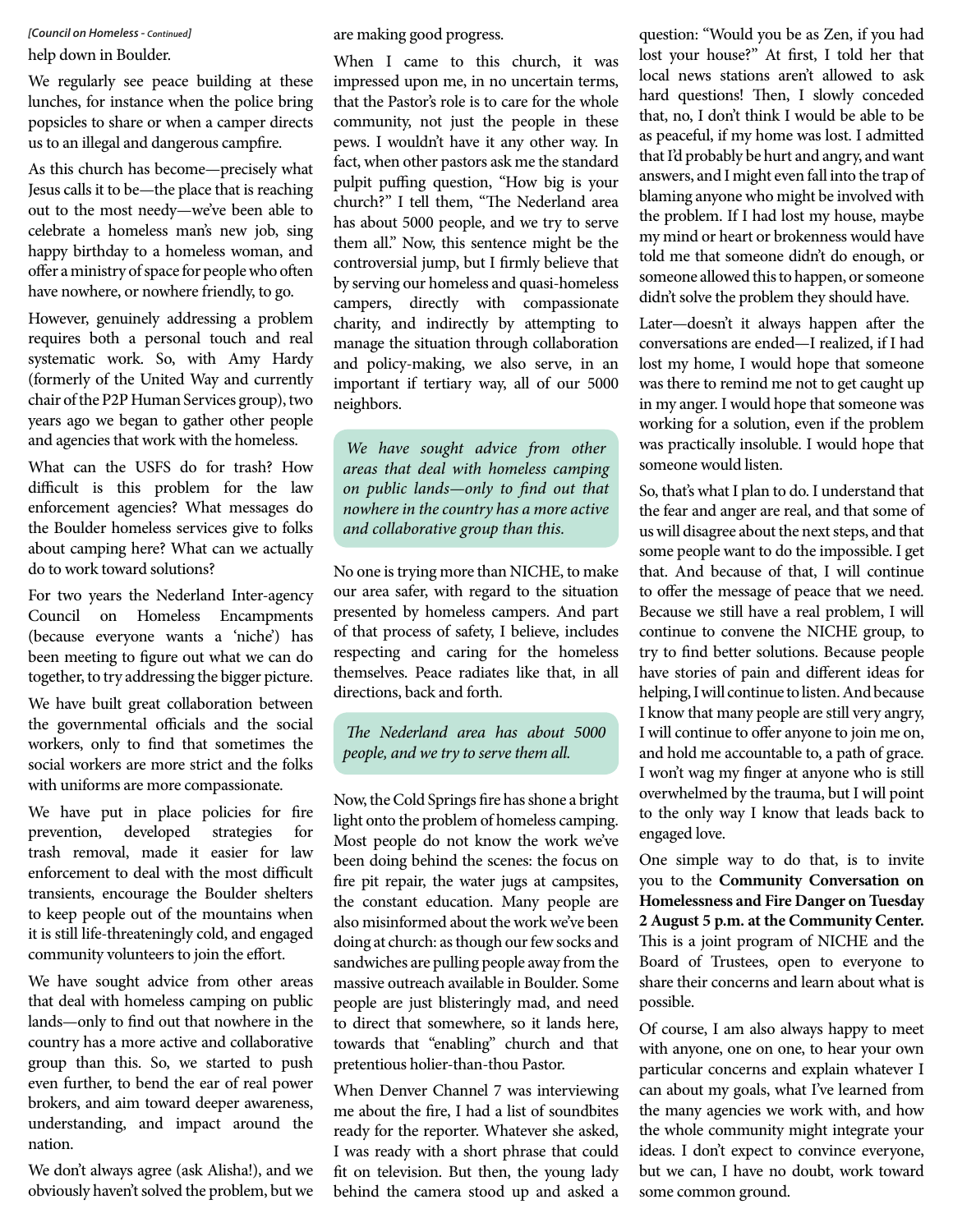*[Council on Homeless - Continued]*

help down in Boulder.

We regularly see peace building at these lunches, for instance when the police bring popsicles to share or when a camper directs us to an illegal and dangerous campfire.

As this church has become—precisely what Jesus calls it to be—the place that is reaching out to the most needy—we've been able to celebrate a homeless man's new job, sing happy birthday to a homeless woman, and offer a ministry of space for people who often have nowhere, or nowhere friendly, to go.

However, genuinely addressing a problem requires both a personal touch and real systematic work. So, with Amy Hardy (formerly of the United Way and currently chair of the P2P Human Services group), two years ago we began to gather other people and agencies that work with the homeless.

What can the USFS do for trash? How difficult is this problem for the law enforcement agencies? What messages do the Boulder homeless services give to folks about camping here? What can we actually do to work toward solutions?

For two years the Nederland Inter-agency Council on Homeless Encampments (because everyone wants a 'niche') has been meeting to figure out what we can do together, to try addressing the bigger picture.

We have built great collaboration between the governmental officials and the social workers, only to find that sometimes the social workers are more strict and the folks with uniforms are more compassionate.

We have put in place policies for fire prevention, developed strategies for trash removal, made it easier for law enforcement to deal with the most difficult transients, encourage the Boulder shelters to keep people out of the mountains when it is still life-threateningly cold, and engaged community volunteers to join the effort.

We have sought advice from other areas that deal with homeless camping on public lands—only to find out that nowhere in the country has a more active and collaborative group than this. So, we started to push even further, to bend the ear of real power brokers, and aim toward deeper awareness, understanding, and impact around the nation.

We don't always agree (ask Alisha!), and we obviously haven't solved the problem, but we are making good progress.

When I came to this church, it was impressed upon me, in no uncertain terms, that the Pastor's role is to care for the whole community, not just the people in these pews. I wouldn't have it any other way. In fact, when other pastors ask me the standard pulpit puffing question, "How big is your church?" I tell them, "The Nederland area has about 5000 people, and we try to serve them all." Now, this sentence might be the controversial jump, but I firmly believe that by serving our homeless and quasi-homeless campers, directly with compassionate charity, and indirectly by attempting to manage the situation through collaboration and policy-making, we also serve, in an important if tertiary way, all of our 5000 neighbors.

> *We have sought advice from other areas that deal with homeless camping on public lands—only to find out that nowhere in the country has a more active and collaborative group than this.*

No one is trying more than NICHE, to make our area safer, with regard to the situation presented by homeless campers. And part of that process of safety, I believe, includes respecting and caring for the homeless themselves. Peace radiates like that, in all directions, back and forth.

> *The Nederland area has about 5000 people, and we try to serve them all.*

Now, the Cold Springs fire has shone a bright light onto the problem of homeless camping. Most people do not know the work we've been doing behind the scenes: the focus on fire pit repair, the water jugs at campsites, the constant education. Many people are also misinformed about the work we've been doing at church: as though our few socks and sandwiches are pulling people away from the massive outreach available in Boulder. Some people are just blisteringly mad, and need to direct that somewhere, so it lands here, towards that "enabling" church and that pretentious holier-than-thou Pastor.

When Denver Channel 7 was interviewing me about the fire, I had a list of soundbites ready for the reporter. Whatever she asked, I was ready with a short phrase that could fit on television. But then, the young lady behind the camera stood up and asked a question: "Would you be as Zen, if you had lost your house?" At first, I told her that local news stations aren't allowed to ask hard questions! Then, I slowly conceded that, no, I don't think I would be able to be as peaceful, if my home was lost. I admitted that I'd probably be hurt and angry, and want answers, and I might even fall into the trap of blaming anyone who might be involved with the problem. If I had lost my house, maybe my mind or heart or brokenness would have told me that someone didn't do enough, or someone allowed this to happen, or someone didn't solve the problem they should have.

Later—doesn't it always happen after the conversations are ended—I realized, if I had lost my home, I would hope that someone was there to remind me not to get caught up in my anger. I would hope that someone was working for a solution, even if the problem was practically insoluble. I would hope that someone would listen.

So, that's what I plan to do. I understand that the fear and anger are real, and that some of us will disagree about the next steps, and that some people want to do the impossible. I get that. And because of that, I will continue to offer the message of peace that we need. Because we still have a real problem, I will continue to convene the NICHE group, to try to find better solutions. Because people have stories of pain and different ideas for helping, I will continue to listen. And because I know that many people are still very angry, I will continue to offer anyone to join me on, and hold me accountable to, a path of grace. I won't wag my finger at anyone who is still overwhelmed by the trauma, but I will point to the only way I know that leads back to engaged love.

One simple way to do that, is to invite you to the **Community Conversation on Homelessness and Fire Danger on Tuesday 2 August 5 p.m. at the Community Center.** This is a joint program of NICHE and the Board of Trustees, open to everyone to share their concerns and learn about what is possible.

Of course, I am also always happy to meet with anyone, one on one, to hear your own particular concerns and explain whatever I can about my goals, what I've learned from the many agencies we work with, and how the whole community might integrate your ideas. I don't expect to convince everyone, but we can, I have no doubt, work toward some common ground.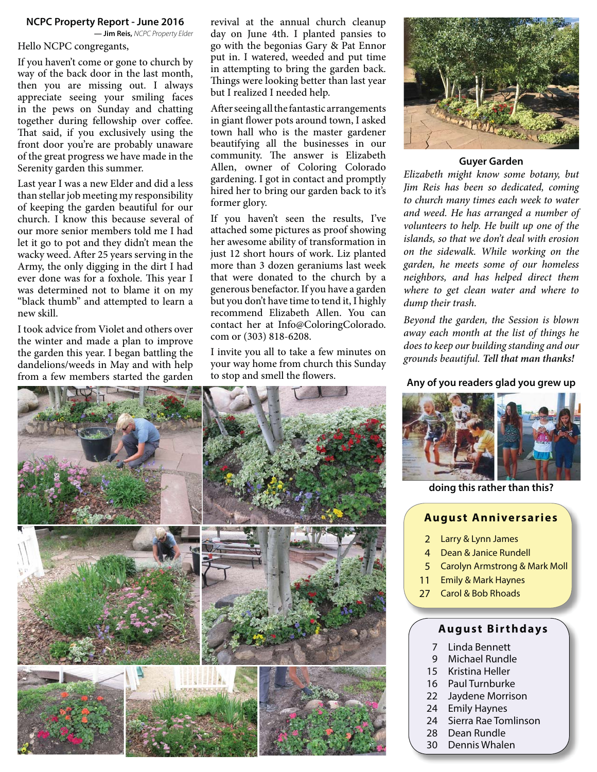## NCPC Property Report - June 2016

— **Jim Reis,** *NCPC Property Elder*

Hello NCPC congregants,

If you haven't come or gone to church by way of the back door in the last month, then you are missing out. I always appreciate seeing your smiling faces in the pews on Sunday and chatting together during fellowship over coffee. That said, if you exclusively using the front door you're are probably unaware of the great progress we have made in the Serenity garden this summer.

Last year I was a new Elder and did a less than stellar job meeting my responsibility of keeping the garden beautiful for our church. I know this because several of our more senior members told me I had let it go to pot and they didn't mean the wacky weed. After 25 years serving in the Army, the only digging in the dirt I had ever done was for a foxhole. This year I was determined not to blame it on my "black thumb" and attempted to learn a new skill.

I took advice from Violet and others over the winter and made a plan to improve the garden this year. I began battling the dandelions/weeds in May and with help from a few members started the garden revival at the annual church cleanup day on June 4th. I planted pansies to go with the begonias Gary & Pat Ennor put in. I watered, weeded and put time in attempting to bring the garden back. Things were looking better than last year but I realized I needed help.

After seeing all the fantastic arrangements in giant flower pots around town, I asked town hall who is the master gardener beautifying all the businesses in our community. The answer is Elizabeth Allen, owner of Coloring Colorado gardening. I got in contact and promptly hired her to bring our garden back to it's former glory.

If you haven't seen the results, I've attached some pictures as proof showing her awesome ability of transformation in just 12 short hours of work. Liz planted more than 3 dozen geraniums last week that were donated to the church by a generous benefactor. If you have a garden but you don't have time to tend it, I highly recommend Elizabeth Allen. You can contact her at Info@ColoringColorado.com or (303) 818-6208.

I invite you all to take a few minutes on your way home from church this Sunday to stop and smell the flowers.

**Guyer Garden**

*Elizabeth might know some botany, but Jim Reis has been so dedicated, coming to church many times each week to water and weed. He has arranged a number of volunteers to help. He built up one of the islands, so that we don't deal with erosion on the sidewalk. While working on the garden, he meets some of our homeless neighbors, and has helped direct them where to get clean water and where to dump their trash.*

*Beyond the garden, the Session is blown away each month at the list of things he does to keep our building standing and our grounds beautiful.* ***Tell that man thanks!***

**Any of you readers glad you grew up**

**doing this rather than this?**

### August Anniversaries

| | |
|---|---|
| 2 | Larry & Lynn James |
| 4 | Dean & Janice Rundell |
| 5 | Carolyn Armstrong & Mark Moll |
| 11 | Emily & Mark Haynes |
| 27 | Carol & Bob Rhoads |

### August Birthdays

| | |
|---|---|
| 7 | Linda Bennett |
| 9 | Michael Rundle |
| 15 | Kristina Heller |
| 16 | Paul Turnburke |
| 22 | Jaydene Morrison |
| 24 | Emily Haynes |
| 24 | Sierra Rae Tomlinson |
| 28 | Dean Rundle |
| 30 | Dennis Whalen |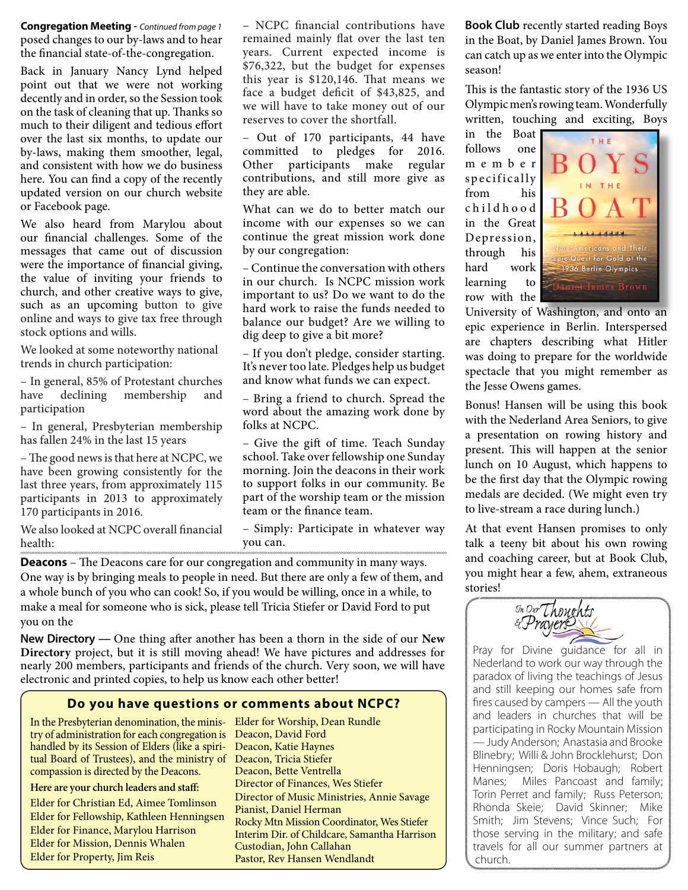**Congregation Meeting** - *Continued from page 1*
posed changes to our by-laws and to hear the financial state-of-the-congregation.

Back in January Nancy Lynd helped point out that we were not working decently and in order, so the Session took on the task of cleaning that up. Thanks so much to their diligent and tedious effort over the last six months, to update our by-laws, making them smoother, legal, and consistent with how we do business here. You can find a copy of the recently updated version on our church website or Facebook page.

We also heard from Marylou about our financial challenges. Some of the messages that came out of discussion were the importance of financial giving, the value of inviting your friends to church, and other creative ways to give, such as an upcoming button to give online and ways to give tax free through stock options and wills.

We looked at some noteworthy national trends in church participation:

– In general, 85% of Protestant churches have declining membership and participation

– In general, Presbyterian membership has fallen 24% in the last 15 years

– The good news is that here at NCPC, we have been growing consistently for the last three years, from approximately 115 participants in 2013 to approximately 170 participants in 2016.

We also looked at NCPC overall financial health:

– NCPC financial contributions have remained mainly flat over the last ten years. Current expected income is $76,322, but the budget for expenses this year is $120,146. That means we face a budget deficit of $43,825, and we will have to take money out of our reserves to cover the shortfall.

– Out of 170 participants, 44 have committed to pledges for 2016. Other participants make regular contributions, and still more give as they are able.

What can we do to better match our income with our expenses so we can continue the great mission work done by our congregation:

– Continue the conversation with others in our church. Is NCPC mission work important to us? Do we want to do the hard work to raise the funds needed to balance our budget? Are we willing to dig deep to give a bit more?

– If you don't pledge, consider starting. It's never too late. Pledges help us budget and know what funds we can expect.

– Bring a friend to church. Spread the word about the amazing work done by folks at NCPC.

– Give the gift of time. Teach Sunday school. Take over fellowship one Sunday morning. Join the deacons in their work to support folks in our community. Be part of the worship team or the mission team or the finance team.

– Simply: Participate in whatever way you can.

**Deacons** – The Deacons care for our congregation and community in many ways. One way is by bringing meals to people in need. But there are only a few of them, and a whole bunch of you who can cook! So, if you would be willing, once in a while, to make a meal for someone who is sick, please tell Tricia Stiefer or David Ford to put you on the

**New Directory —** One thing after another has been a thorn in the side of our **New Directory** project, but it is still moving ahead! We have pictures and addresses for nearly 200 members, participants and friends of the church. Very soon, we will have electronic and printed copies, to help us know each other better!

## Do you have questions or comments about NCPC?

In the Presbyterian denomination, the ministry of administration for each congregation is handled by its Session of Elders (like a spiritual Board of Trustees), and the ministry of compassion is directed by the Deacons.

**Here are your church leaders and staff:**

Elder for Christian Ed, Aimee Tomlinson
Elder for Fellowship, Kathleen Henningsen
Elder for Finance, Marylou Harrison
Elder for Mission, Dennis Whalen
Elder for Property, Jim Reis
Elder for Worship, Dean Rundle
Deacon, David Ford
Deacon, Katie Haynes
Deacon, Tricia Stiefer
Deacon, Bette Ventrella
Director of Finances, Wes Stiefer
Director of Music Ministries, Annie Savage
Pianist, Daniel Herman
Rocky Mtn Mission Coordinator, Wes Stiefer
Interim Dir. of Childcare, Samantha Harrison
Custodian, John Callahan
Pastor, Rev Hansen Wendlandt

**Book Club** recently started reading Boys in the Boat, by Daniel James Brown. You can catch up as we enter into the Olympic season!

This is the fantastic story of the 1936 US Olympic men's rowing team. Wonderfully written, touching and exciting, Boys in the Boat follows one member specifically from his childhood in the Great Depression, through his hard work learning to row with the University of Washington, and onto an epic experience in Berlin. Interspersed are chapters describing what Hitler was doing to prepare for the worldwide spectacle that you might remember as the Jesse Owens games.

Bonus! Hansen will be using this book with the Nederland Area Seniors, to give a presentation on rowing history and present. This will happen at the senior lunch on 10 August, which happens to be the first day that the Olympic rowing medals are decided. (We might even try to live-stream a race during lunch.)

At that event Hansen promises to only talk a teeny bit about his own rowing and coaching career, but at Book Club, you might hear a few, ahem, extraneous stories!

**In Our Thoughts & Prayers**

Pray for Divine guidance for all in Nederland to work our way through the paradox of living the teachings of Jesus and still keeping our homes safe from fires caused by campers — All the youth and leaders in churches that will be participating in Rocky Mountain Mission — Judy Anderson; Anastasia and Brooke Blinebry; Willi & John Brocklehurst; Don Henningsen; Doris Hobaugh; Robert Manes; Miles Pancoast and family; Torin Perret and family; Russ Peterson; Rhonda Skeie; David Skinner; Mike Smith; Jim Stevens; Vince Such; For those serving in the military; and safe travels for all our summer partners at church.